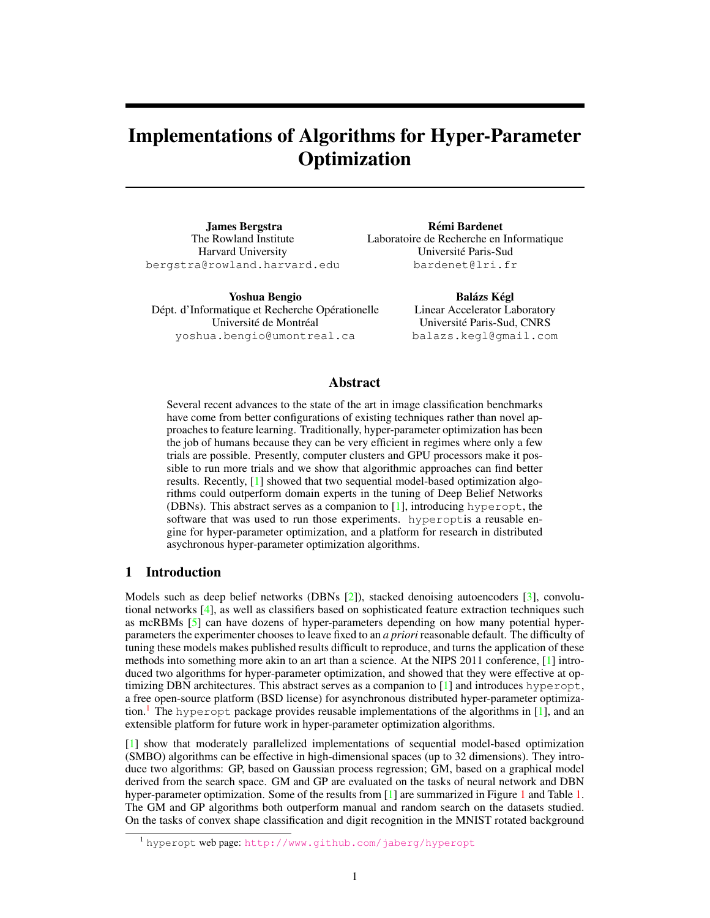# Implementations of Algorithms for Hyper-Parameter Optimization

**James Bergstra**
The Rowland Institute
Harvard University
bergstra@rowland.harvard.edu

**Rémi Bardenet**
Laboratoire de Recherche en Informatique
Université Paris-Sud
bardenet@lri.fr

**Yoshua Bengio**
Dépt. d'Informatique et Recherche Opérationelle
Université de Montréal
yoshua.bengio@umontreal.ca

**Balázs Kégl**
Linear Accelerator Laboratory
Université Paris-Sud, CNRS
balazs.kegl@gmail.com

## Abstract

Several recent advances to the state of the art in image classification benchmarks have come from better configurations of existing techniques rather than novel approaches to feature learning. Traditionally, hyper-parameter optimization has been the job of humans because they can be very efficient in regimes where only a few trials are possible. Presently, computer clusters and GPU processors make it possible to run more trials and we show that algorithmic approaches can find better results. Recently, [1] showed that two sequential model-based optimization algorithms could outperform domain experts in the tuning of Deep Belief Networks (DBNs). This abstract serves as a companion to [1], introducing `hyperopt`, the software that was used to run those experiments. `hyperopt`is a reusable engine for hyper-parameter optimization, and a platform for research in distributed asychronous hyper-parameter optimization algorithms.

## 1 Introduction

Models such as deep belief networks (DBNs [2]), stacked denoising autoencoders [3], convolutional networks [4], as well as classifiers based on sophisticated feature extraction techniques such as mcRBMs [5] can have dozens of hyper-parameters depending on how many potential hyper-parameters the experimenter chooses to leave fixed to an *a priori* reasonable default. The difficulty of tuning these models makes published results difficult to reproduce, and turns the application of these methods into something more akin to an art than a science. At the NIPS 2011 conference, [1] introduced two algorithms for hyper-parameter optimization, and showed that they were effective at optimizing DBN architectures. This abstract serves as a companion to [1] and introduces `hyperopt`, a free open-source platform (BSD license) for asynchronous distributed hyper-parameter optimization.[1] The `hyperopt` package provides reusable implementations of the algorithms in [1], and an extensible platform for future work in hyper-parameter optimization algorithms.

[1] show that moderately parallelized implementations of sequential model-based optimization (SMBO) algorithms can be effective in high-dimensional spaces (up to 32 dimensions). They introduce two algorithms: GP, based on Gaussian process regression; GM, based on a graphical model derived from the search space. GM and GP are evaluated on the tasks of neural network and DBN hyper-parameter optimization. Some of the results from [1] are summarized in Figure 1 and Table 1. The GM and GP algorithms both outperform manual and random search on the datasets studied. On the tasks of convex shape classification and digit recognition in the MNIST rotated background

[1] `hyperopt` web page: http://www.github.com/jaberg/hyperopt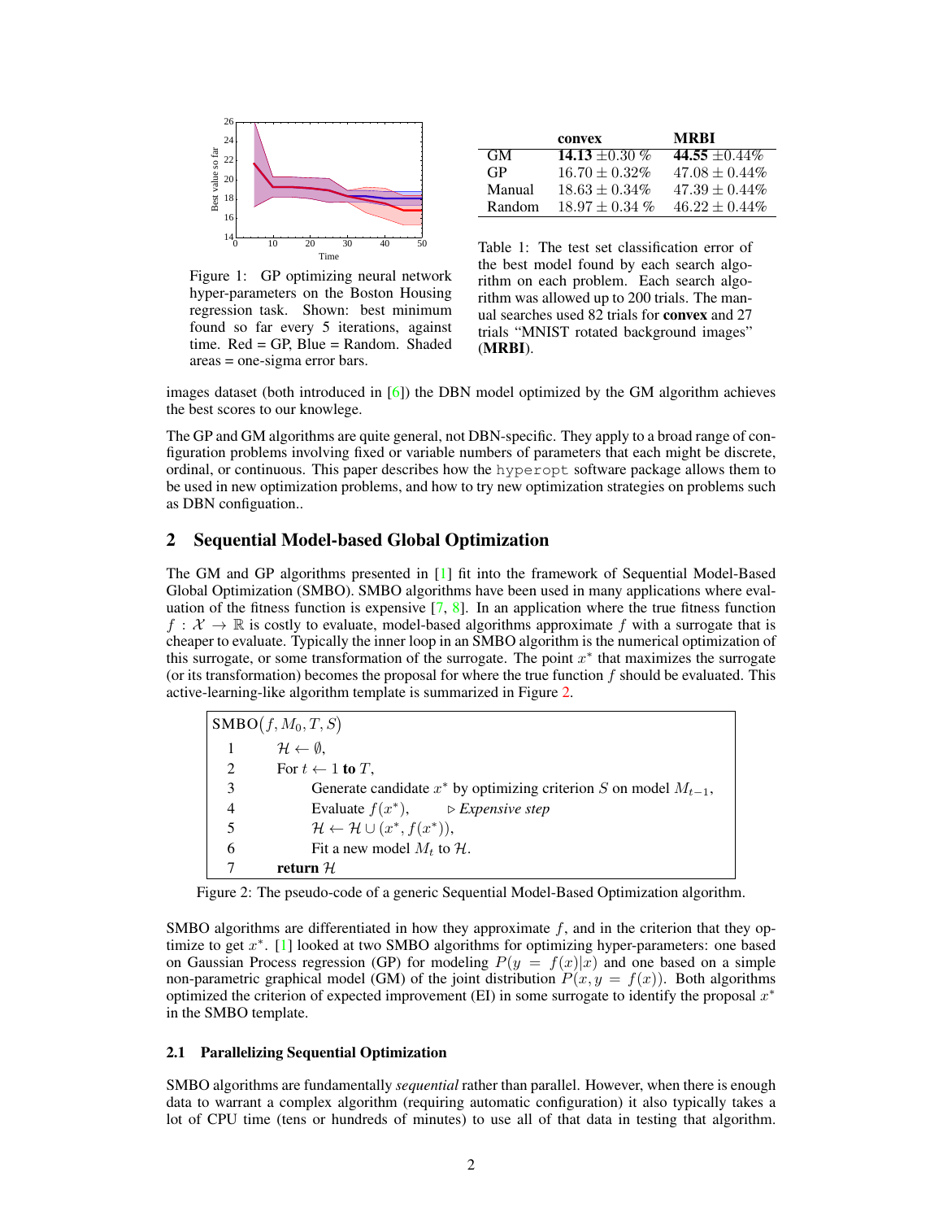Figure 1: GP optimizing neural network hyper-parameters on the Boston Housing regression task. Shown: best minimum found so far every 5 iterations, against time. Red = GP, Blue = Random. Shaded areas = one-sigma error bars.

| | convex | MRBI |
|---|---|---|
| GM | **14.13** $\pm 0.30$ % | **44.55** $\pm 0.44\%$ |
| GP | $16.70 \pm 0.32\%$ | $47.08 \pm 0.44\%$ |
| Manual | $18.63 \pm 0.34\%$ | $47.39 \pm 0.44\%$ |
| Random | $18.97 \pm 0.34$ % | $46.22 \pm 0.44\%$ |

Table 1: The test set classification error of the best model found by each search algorithm on each problem. Each search algorithm was allowed up to 200 trials. The manual searches used 82 trials for **convex** and 27 trials "MNIST rotated background images" (**MRBI**).

images dataset (both introduced in [6]) the DBN model optimized by the GM algorithm achieves the best scores to our knowlege.

The GP and GM algorithms are quite general, not DBN-specific. They apply to a broad range of configuration problems involving fixed or variable numbers of parameters that each might be discrete, ordinal, or continuous. This paper describes how the `hyperopt` software package allows them to be used in new optimization problems, and how to try new optimization strategies on problems such as DBN configuation..

## 2 Sequential Model-based Global Optimization

The GM and GP algorithms presented in [1] fit into the framework of Sequential Model-Based Global Optimization (SMBO). SMBO algorithms have been used in many applications where evaluation of the fitness function is expensive [7, 8]. In an application where the true fitness function $f : \mathcal{X} \to \mathbb{R}$ is costly to evaluate, model-based algorithms approximate $f$ with a surrogate that is cheaper to evaluate. Typically the inner loop in an SMBO algorithm is the numerical optimization of this surrogate, or some transformation of the surrogate. The point $x^*$ that maximizes the surrogate (or its transformation) becomes the proposal for where the true function $f$ should be evaluated. This active-learning-like algorithm template is summarized in Figure 2.

```
SMBO(f, M_0, T, S)
1     H ← ∅,
2     For t ← 1 to T,
3         Generate candidate x* by optimizing criterion S on model M_{t-1},
4         Evaluate f(x*),        ▷ Expensive step
5         H ← H ∪ (x*, f(x*)),
6         Fit a new model M_t to H.
7     return H
```

Figure 2: The pseudo-code of a generic Sequential Model-Based Optimization algorithm.

SMBO algorithms are differentiated in how they approximate $f$, and in the criterion that they optimize to get $x^*$. [1] looked at two SMBO algorithms for optimizing hyper-parameters: one based on Gaussian Process regression (GP) for modeling $P(y = f(x)|x)$ and one based on a simple non-parametric graphical model (GM) of the joint distribution $P(x, y = f(x))$. Both algorithms optimized the criterion of expected improvement (EI) in some surrogate to identify the proposal $x^*$ in the SMBO template.

### 2.1 Parallelizing Sequential Optimization

SMBO algorithms are fundamentally *sequential* rather than parallel. However, when there is enough data to warrant a complex algorithm (requiring automatic configuration) it also typically takes a lot of CPU time (tens or hundreds of minutes) to use all of that data in testing that algorithm.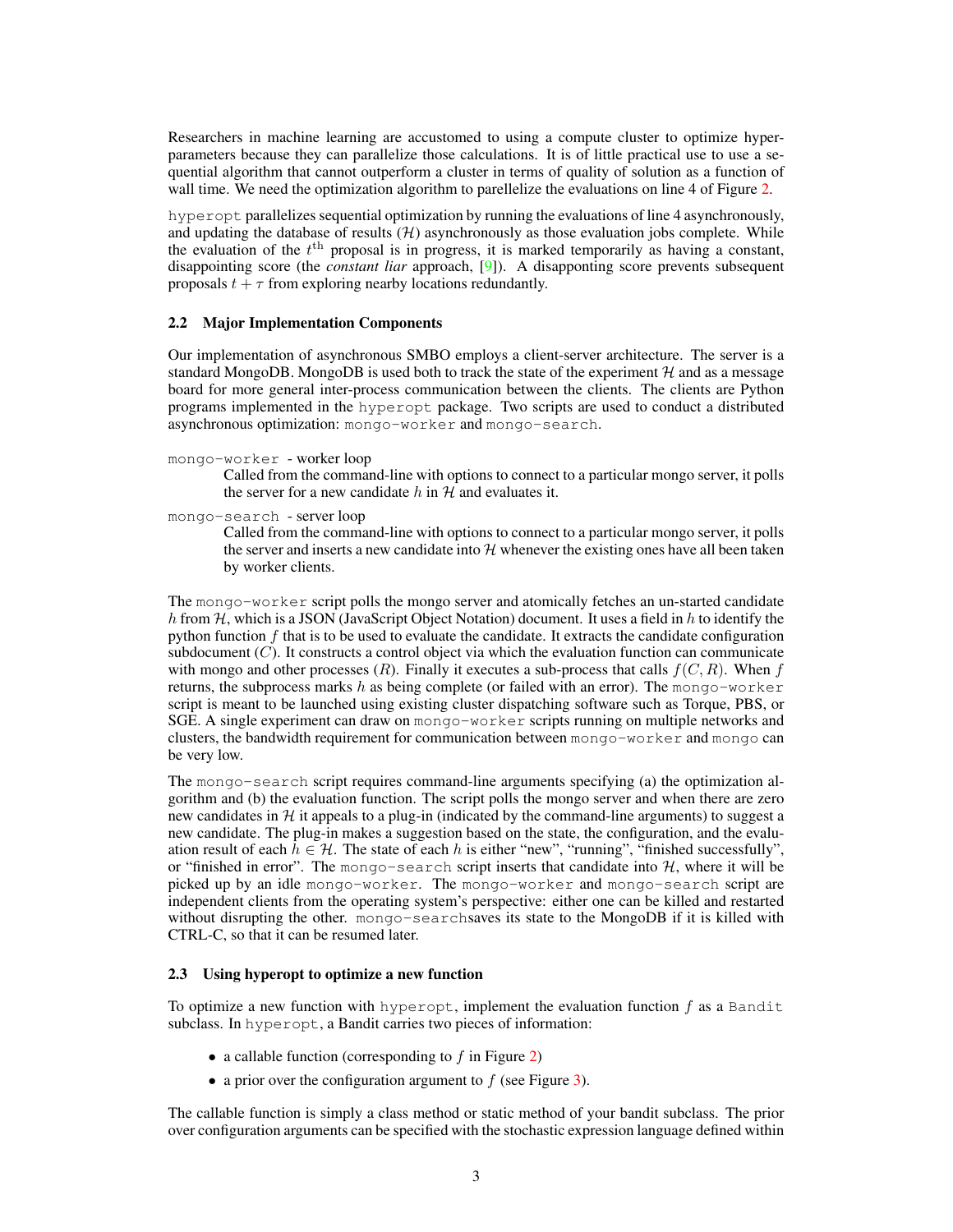Researchers in machine learning are accustomed to using a compute cluster to optimize hyper-parameters because they can parallelize those calculations. It is of little practical use to use a sequential algorithm that cannot outperform a cluster in terms of quality of solution as a function of wall time. We need the optimization algorithm to parellelize the evaluations on line 4 of Figure 2.

`hyperopt` parallelizes sequential optimization by running the evaluations of line 4 asynchronously, and updating the database of results ($\mathcal{H}$) asynchronously as those evaluation jobs complete. While the evaluation of the $t^{\text{th}}$ proposal is in progress, it is marked temporarily as having a constant, disappointing score (the *constant liar* approach, [9]). A disapponting score prevents subsequent proposals $t + \tau$ from exploring nearby locations redundantly.

### 2.2 Major Implementation Components

Our implementation of asynchronous SMBO employs a client-server architecture. The server is a standard MongoDB. MongoDB is used both to track the state of the experiment $\mathcal{H}$ and as a message board for more general inter-process communication between the clients. The clients are Python programs implemented in the `hyperopt` package. Two scripts are used to conduct a distributed asynchronous optimization: `mongo-worker` and `mongo-search`.

`mongo-worker` - worker loop
: Called from the command-line with options to connect to a particular mongo server, it polls the server for a new candidate $h$ in $\mathcal{H}$ and evaluates it.

`mongo-search` - server loop
: Called from the command-line with options to connect to a particular mongo server, it polls the server and inserts a new candidate into $\mathcal{H}$ whenever the existing ones have all been taken by worker clients.

The `mongo-worker` script polls the mongo server and atomically fetches an un-started candidate $h$ from $\mathcal{H}$, which is a JSON (JavaScript Object Notation) document. It uses a field in $h$ to identify the python function $f$ that is to be used to evaluate the candidate. It extracts the candidate configuration subdocument ($C$). It constructs a control object via which the evaluation function can communicate with mongo and other processes ($R$). Finally it executes a sub-process that calls $f(C, R)$. When $f$ returns, the subprocess marks $h$ as being complete (or failed with an error). The `mongo-worker` script is meant to be launched using existing cluster dispatching software such as Torque, PBS, or SGE. A single experiment can draw on `mongo-worker` scripts running on multiple networks and clusters, the bandwidth requirement for communication between `mongo-worker` and `mongo` can be very low.

The `mongo-search` script requires command-line arguments specifying (a) the optimization algorithm and (b) the evaluation function. The script polls the mongo server and when there are zero new candidates in $\mathcal{H}$ it appeals to a plug-in (indicated by the command-line arguments) to suggest a new candidate. The plug-in makes a suggestion based on the state, the configuration, and the evaluation result of each $h \in \mathcal{H}$. The state of each $h$ is either "new", "running", "finished successfully", or "finished in error". The `mongo-search` script inserts that candidate into $\mathcal{H}$, where it will be picked up by an idle `mongo-worker`. The `mongo-worker` and `mongo-search` script are independent clients from the operating system's perspective: either one can be killed and restarted without disrupting the other. `mongo-search`saves its state to the MongoDB if it is killed with CTRL-C, so that it can be resumed later.

### 2.3 Using hyperopt to optimize a new function

To optimize a new function with `hyperopt`, implement the evaluation function $f$ as a `Bandit` subclass. In `hyperopt`, a Bandit carries two pieces of information:

- a callable function (corresponding to $f$ in Figure 2)
- a prior over the configuration argument to $f$ (see Figure 3).

The callable function is simply a class method or static method of your bandit subclass. The prior over configuration arguments can be specified with the stochastic expression language defined within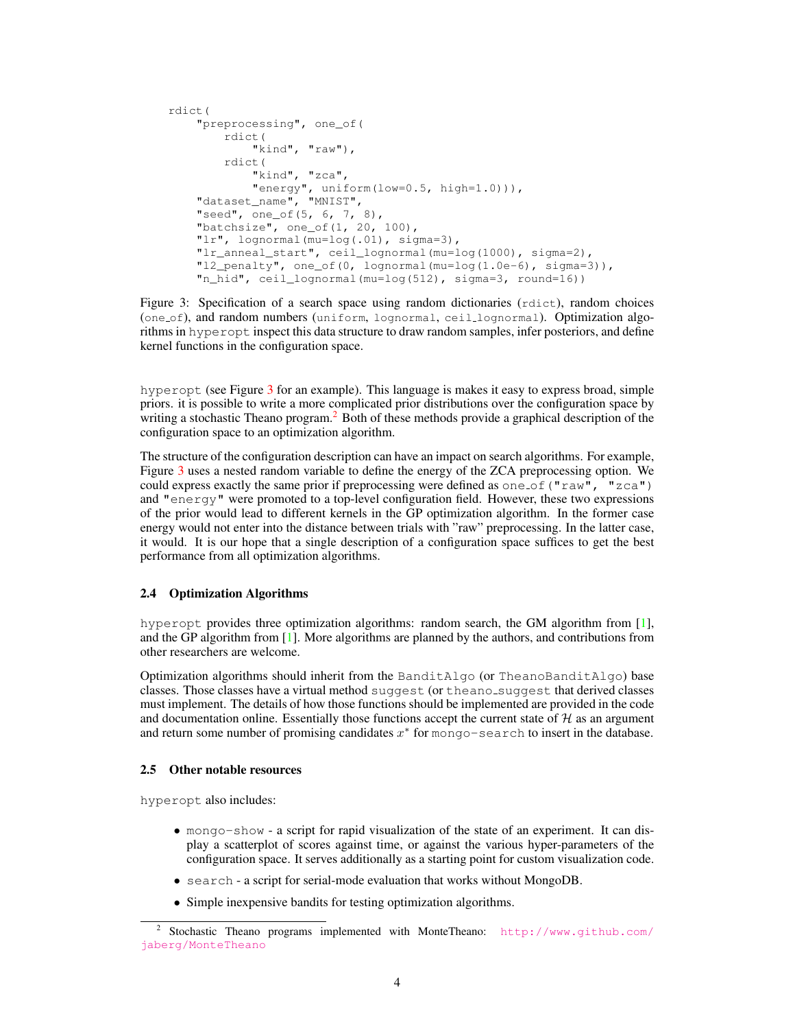```
rdict(
    "preprocessing", one_of(
        rdict(
            "kind", "raw"),
        rdict(
            "kind", "zca",
            "energy", uniform(low=0.5, high=1.0))),
    "dataset_name", "MNIST",
    "seed", one_of(5, 6, 7, 8),
    "batchsize", one_of(1, 20, 100),
    "lr", lognormal(mu=log(.01), sigma=3),
    "lr_anneal_start", ceil_lognormal(mu=log(1000), sigma=2),
    "l2_penalty", one_of(0, lognormal(mu=log(1.0e-6), sigma=3)),
    "n_hid", ceil_lognormal(mu=log(512), sigma=3, round=16))
```

Figure 3: Specification of a search space using random dictionaries (rdict), random choices (one_of), and random numbers (uniform, lognormal, ceil_lognormal). Optimization algorithms in hyperopt inspect this data structure to draw random samples, infer posteriors, and define kernel functions in the configuration space.

hyperopt (see Figure 3 for an example). This language is makes it easy to express broad, simple priors. it is possible to write a more complicated prior distributions over the configuration space by writing a stochastic Theano program.[2] Both of these methods provide a graphical description of the configuration space to an optimization algorithm.

The structure of the configuration description can have an impact on search algorithms. For example, Figure 3 uses a nested random variable to define the energy of the ZCA preprocessing option. We could express exactly the same prior if preprocessing were defined as one_of("raw", "zca") and "energy" were promoted to a top-level configuration field. However, these two expressions of the prior would lead to different kernels in the GP optimization algorithm. In the former case energy would not enter into the distance between trials with "raw" preprocessing. In the latter case, it would. It is our hope that a single description of a configuration space suffices to get the best performance from all optimization algorithms.

### 2.4 Optimization Algorithms

hyperopt provides three optimization algorithms: random search, the GM algorithm from [1], and the GP algorithm from [1]. More algorithms are planned by the authors, and contributions from other researchers are welcome.

Optimization algorithms should inherit from the BanditAlgo (or TheanoBanditAlgo) base classes. Those classes have a virtual method suggest (or theano_suggest that derived classes must implement. The details of how those functions should be implemented are provided in the code and documentation online. Essentially those functions accept the current state of $\mathcal{H}$ as an argument and return some number of promising candidates $x^*$ for mongo-search to insert in the database.

### 2.5 Other notable resources

hyperopt also includes:

- mongo-show - a script for rapid visualization of the state of an experiment. It can display a scatterplot of scores against time, or against the various hyper-parameters of the configuration space. It serves additionally as a starting point for custom visualization code.
- search - a script for serial-mode evaluation that works without MongoDB.
- Simple inexpensive bandits for testing optimization algorithms.

[2] Stochastic Theano programs implemented with MonteTheano: http://www.github.com/jaberg/MonteTheano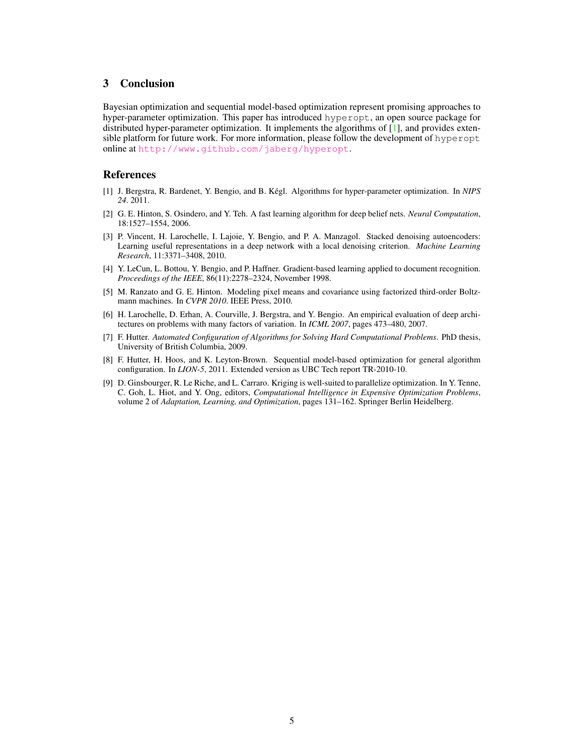## 3 Conclusion

Bayesian optimization and sequential model-based optimization represent promising approaches to hyper-parameter optimization. This paper has introduced `hyperopt`, an open source package for distributed hyper-parameter optimization. It implements the algorithms of [1], and provides extensible platform for future work. For more information, please follow the development of `hyperopt` online at `http://www.github.com/jaberg/hyperopt`.

## References

[1] J. Bergstra, R. Bardenet, Y. Bengio, and B. Kégl. Algorithms for hyper-parameter optimization. In *NIPS 24*. 2011.

[2] G. E. Hinton, S. Osindero, and Y. Teh. A fast learning algorithm for deep belief nets. *Neural Computation*, 18:1527–1554, 2006.

[3] P. Vincent, H. Larochelle, I. Lajoie, Y. Bengio, and P. A. Manzagol. Stacked denoising autoencoders: Learning useful representations in a deep network with a local denoising criterion. *Machine Learning Research*, 11:3371–3408, 2010.

[4] Y. LeCun, L. Bottou, Y. Bengio, and P. Haffner. Gradient-based learning applied to document recognition. *Proceedings of the IEEE*, 86(11):2278–2324, November 1998.

[5] M. Ranzato and G. E. Hinton. Modeling pixel means and covariance using factorized third-order Boltzmann machines. In *CVPR 2010*. IEEE Press, 2010.

[6] H. Larochelle, D. Erhan, A. Courville, J. Bergstra, and Y. Bengio. An empirical evaluation of deep architectures on problems with many factors of variation. In *ICML 2007*, pages 473–480, 2007.

[7] F. Hutter. *Automated Configuration of Algorithms for Solving Hard Computational Problems*. PhD thesis, University of British Columbia, 2009.

[8] F. Hutter, H. Hoos, and K. Leyton-Brown. Sequential model-based optimization for general algorithm configuration. In *LION-5*, 2011. Extended version as UBC Tech report TR-2010-10.

[9] D. Ginsbourger, R. Le Riche, and L. Carraro. Kriging is well-suited to parallelize optimization. In Y. Tenne, C. Goh, L. Hiot, and Y. Ong, editors, *Computational Intelligence in Expensive Optimization Problems*, volume 2 of *Adaptation, Learning, and Optimization*, pages 131–162. Springer Berlin Heidelberg.